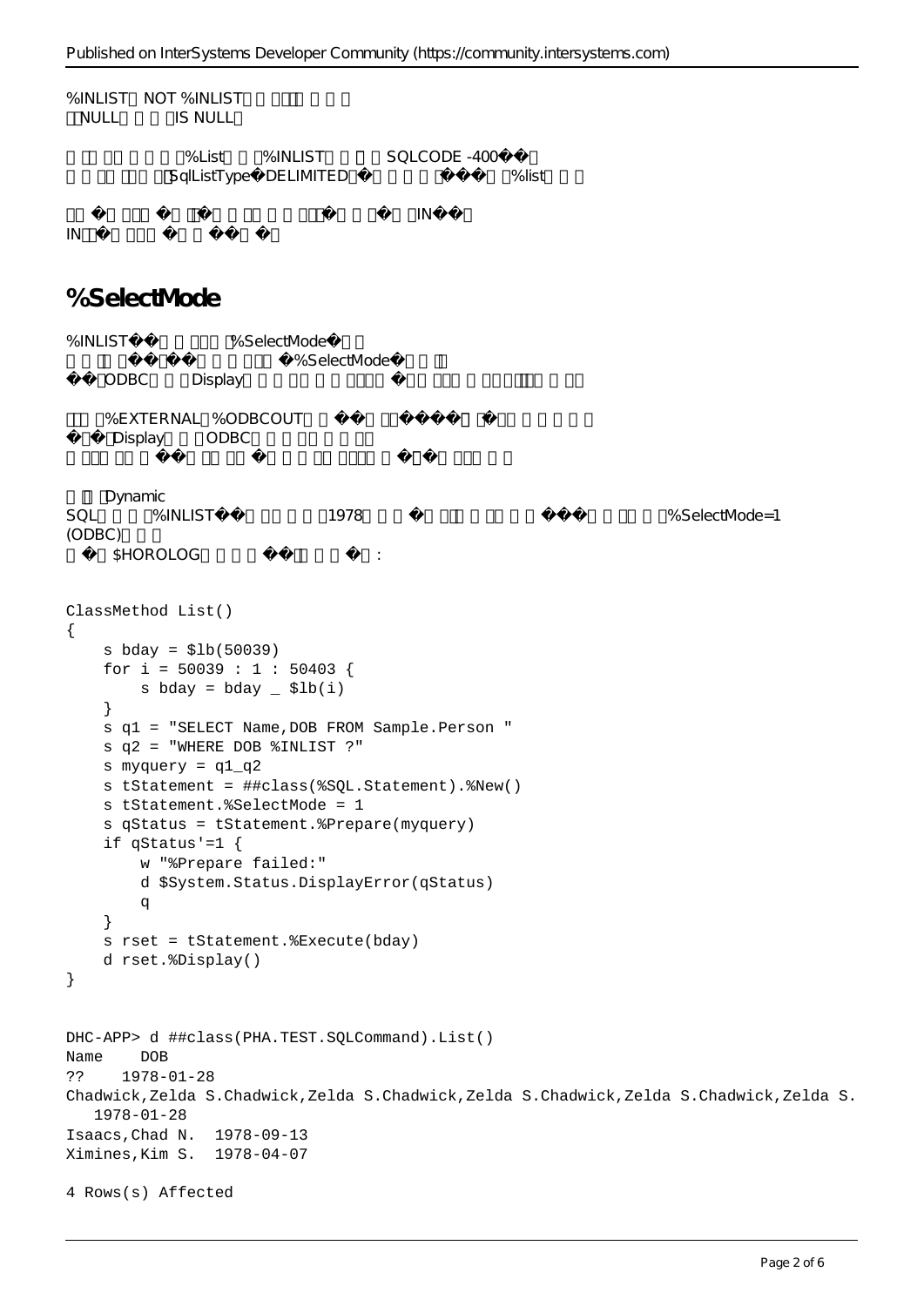%INLIST NOT %INLIST
NULL IS NULL

%List %INLIST SQLCODE -400
SqlListType DELIMITED %list

IN
IN

## %SelectMode

%INLIST %SelectMode
%SelectMode
ODBC Display

%EXTERNAL %ODBCOUT
Display ODBC

Dynamic
SQL %INLIST 1978 %SelectMode=1
(ODBC)
$HOROLOG :

```
ClassMethod List()
{
    s bday = $lb(50039)
    for i = 50039 : 1 : 50403 {
        s bday = bday _ $lb(i)
    }
    s q1 = "SELECT Name,DOB FROM Sample.Person "
    s q2 = "WHERE DOB %INLIST ?"
    s myquery = q1_q2
    s tStatement = ##class(%SQL.Statement).%New()
    s tStatement.%SelectMode = 1
    s qStatus = tStatement.%Prepare(myquery)
    if qStatus'=1 {
        w "%Prepare failed:"
        d $System.Status.DisplayError(qStatus)
        q
    }
    s rset = tStatement.%Execute(bday)
    d rset.%Display()
}
```

```
DHC-APP> d ##class(PHA.TEST.SQLCommand).List()
Name    DOB
??    1978-01-28
Chadwick,Zelda S.Chadwick,Zelda S.Chadwick,Zelda S.Chadwick,Zelda S.Chadwick,Zelda S.
   1978-01-28
Isaacs,Chad N.  1978-09-13
Ximines,Kim S.  1978-04-07

4 Rows(s) Affected
```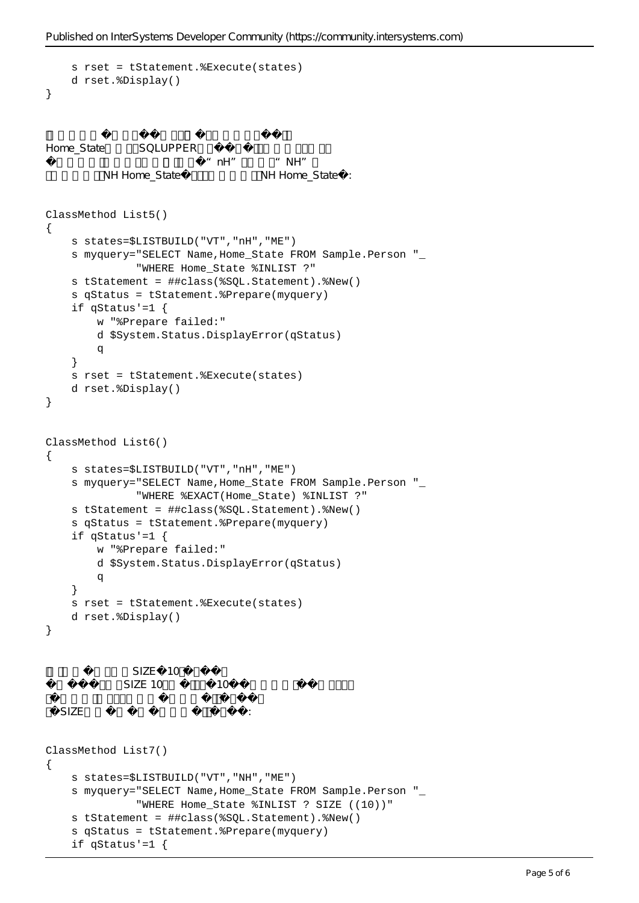```
    s rset = tStatement.%Execute(states)
    d rset.%Display()
}
```

Home_State SQLUPPER “nH” “NH”
NH Home_State NH Home_State:

```
ClassMethod List5()
{
    s states=$LISTBUILD("VT","nH","ME")
    s myquery="SELECT Name,Home_State FROM Sample.Person "_
              "WHERE Home_State %INLIST ?"
    s tStatement = ##class(%SQL.Statement).%New()
    s qStatus = tStatement.%Prepare(myquery)
    if qStatus'=1 {
        w "%Prepare failed:"
        d $System.Status.DisplayError(qStatus)
        q
    }
    s rset = tStatement.%Execute(states)
    d rset.%Display()
}
```

```
ClassMethod List6()
{
    s states=$LISTBUILD("VT","nH","ME")
    s myquery="SELECT Name,Home_State FROM Sample.Person "_
              "WHERE %EXACT(Home_State) %INLIST ?"
    s tStatement = ##class(%SQL.Statement).%New()
    s qStatus = tStatement.%Prepare(myquery)
    if qStatus'=1 {
        w "%Prepare failed:"
        d $System.Status.DisplayError(qStatus)
        q
    }
    s rset = tStatement.%Execute(states)
    d rset.%Display()
}
```

SIZE 10
SIZE 10 10

SIZE :

```
ClassMethod List7()
{
    s states=$LISTBUILD("VT","NH","ME")
    s myquery="SELECT Name,Home_State FROM Sample.Person "_
              "WHERE Home_State %INLIST ? SIZE ((10))"
    s tStatement = ##class(%SQL.Statement).%New()
    s qStatus = tStatement.%Prepare(myquery)
    if qStatus'=1 {
```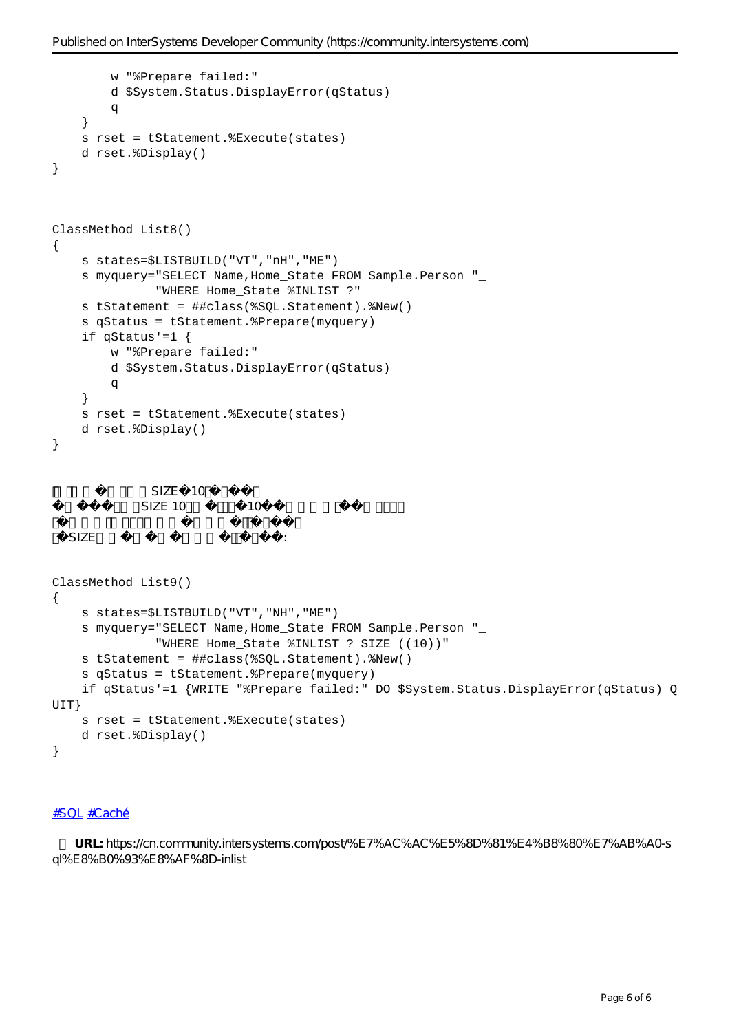```
        w "%Prepare failed:"
        d $System.Status.DisplayError(qStatus)
        q
    }
    s rset = tStatement.%Execute(states)
    d rset.%Display()
}


ClassMethod List8()
{
    s states=$LISTBUILD("VT","nH","ME")
    s myquery="SELECT Name,Home_State FROM Sample.Person "_
              "WHERE Home_State %INLIST ?"
    s tStatement = ##class(%SQL.Statement).%New()
    s qStatus = tStatement.%Prepare(myquery)
    if qStatus'=1 {
        w "%Prepare failed:"
        d $System.Status.DisplayError(qStatus)
        q
    }
    s rset = tStatement.%Execute(states)
    d rset.%Display()
}
```

� � � � � � SIZE �10 � �

� � � SIZE 10 � �10 � � � �

� � � � � � �

�SIZE � � � � � :

```
ClassMethod List9()
{
    s states=$LISTBUILD("VT","NH","ME")
    s myquery="SELECT Name,Home_State FROM Sample.Person "_
              "WHERE Home_State %INLIST ? SIZE ((10))"
    s tStatement = ##class(%SQL.Statement).%New()
    s qStatus = tStatement.%Prepare(myquery)
    if qStatus'=1 {WRITE "%Prepare failed:" DO $System.Status.DisplayError(qStatus) QUIT}
    s rset = tStatement.%Execute(states)
    d rset.%Display()
}
```

#SQL #Caché

**URL:** https://cn.community.intersystems.com/post/%E7%AC%AC%E5%8D%81%E4%B8%80%E7%AB%A0-sql%E8%B0%93%E8%AF%8D-inlist